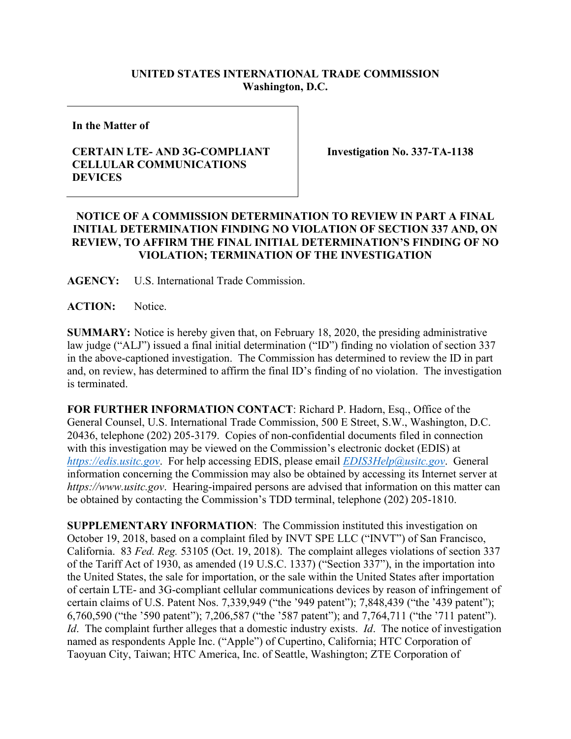**UNITED STATES INTERNATIONAL TRADE COMMISSION**
**Washington, D.C.**

| **In the Matter of** **CERTAIN LTE- AND 3G-COMPLIANT CELLULAR COMMUNICATIONS DEVICES** | **Investigation No. 337-TA-1138** |
|---|---|

**NOTICE OF A COMMISSION DETERMINATION TO REVIEW IN PART A FINAL INITIAL DETERMINATION FINDING NO VIOLATION OF SECTION 337 AND, ON REVIEW, TO AFFIRM THE FINAL INITIAL DETERMINATION'S FINDING OF NO VIOLATION; TERMINATION OF THE INVESTIGATION**

**AGENCY:** U.S. International Trade Commission.

**ACTION:** Notice.

**SUMMARY:** Notice is hereby given that, on February 18, 2020, the presiding administrative law judge ("ALJ") issued a final initial determination ("ID") finding no violation of section 337 in the above-captioned investigation. The Commission has determined to review the ID in part and, on review, has determined to affirm the final ID's finding of no violation. The investigation is terminated.

**FOR FURTHER INFORMATION CONTACT**: Richard P. Hadorn, Esq., Office of the General Counsel, U.S. International Trade Commission, 500 E Street, S.W., Washington, D.C. 20436, telephone (202) 205-3179. Copies of non-confidential documents filed in connection with this investigation may be viewed on the Commission's electronic docket (EDIS) at *https://edis.usitc.gov*. For help accessing EDIS, please email *EDIS3Help@usitc.gov*. General information concerning the Commission may also be obtained by accessing its Internet server at *https://www.usitc.gov*. Hearing-impaired persons are advised that information on this matter can be obtained by contacting the Commission's TDD terminal, telephone (202) 205-1810.

**SUPPLEMENTARY INFORMATION**: The Commission instituted this investigation on October 19, 2018, based on a complaint filed by INVT SPE LLC ("INVT") of San Francisco, California. 83 *Fed. Reg.* 53105 (Oct. 19, 2018). The complaint alleges violations of section 337 of the Tariff Act of 1930, as amended (19 U.S.C. 1337) ("Section 337"), in the importation into the United States, the sale for importation, or the sale within the United States after importation of certain LTE- and 3G-compliant cellular communications devices by reason of infringement of certain claims of U.S. Patent Nos. 7,339,949 ("the '949 patent"); 7,848,439 ("the '439 patent"); 6,760,590 ("the '590 patent"); 7,206,587 ("the '587 patent"); and 7,764,711 ("the '711 patent"). *Id*. The complaint further alleges that a domestic industry exists. *Id*. The notice of investigation named as respondents Apple Inc. ("Apple") of Cupertino, California; HTC Corporation of Taoyuan City, Taiwan; HTC America, Inc. of Seattle, Washington; ZTE Corporation of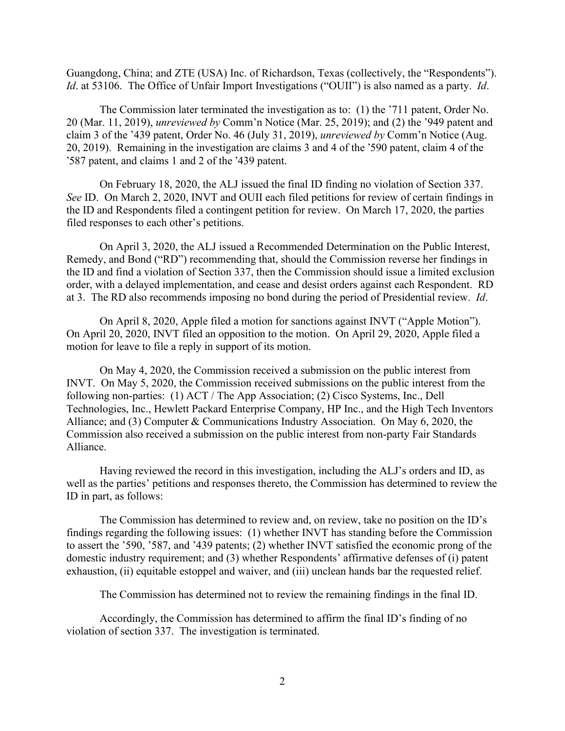Guangdong, China; and ZTE (USA) Inc. of Richardson, Texas (collectively, the "Respondents"). *Id*. at 53106. The Office of Unfair Import Investigations ("OUII") is also named as a party. *Id*.

The Commission later terminated the investigation as to: (1) the '711 patent, Order No. 20 (Mar. 11, 2019), *unreviewed by* Comm'n Notice (Mar. 25, 2019); and (2) the '949 patent and claim 3 of the '439 patent, Order No. 46 (July 31, 2019), *unreviewed by* Comm'n Notice (Aug. 20, 2019). Remaining in the investigation are claims 3 and 4 of the '590 patent, claim 4 of the '587 patent, and claims 1 and 2 of the '439 patent.

On February 18, 2020, the ALJ issued the final ID finding no violation of Section 337. *See* ID. On March 2, 2020, INVT and OUII each filed petitions for review of certain findings in the ID and Respondents filed a contingent petition for review. On March 17, 2020, the parties filed responses to each other's petitions.

On April 3, 2020, the ALJ issued a Recommended Determination on the Public Interest, Remedy, and Bond ("RD") recommending that, should the Commission reverse her findings in the ID and find a violation of Section 337, then the Commission should issue a limited exclusion order, with a delayed implementation, and cease and desist orders against each Respondent. RD at 3. The RD also recommends imposing no bond during the period of Presidential review. *Id*.

On April 8, 2020, Apple filed a motion for sanctions against INVT ("Apple Motion"). On April 20, 2020, INVT filed an opposition to the motion. On April 29, 2020, Apple filed a motion for leave to file a reply in support of its motion.

On May 4, 2020, the Commission received a submission on the public interest from INVT. On May 5, 2020, the Commission received submissions on the public interest from the following non-parties: (1) ACT / The App Association; (2) Cisco Systems, Inc., Dell Technologies, Inc., Hewlett Packard Enterprise Company, HP Inc., and the High Tech Inventors Alliance; and (3) Computer & Communications Industry Association. On May 6, 2020, the Commission also received a submission on the public interest from non-party Fair Standards Alliance.

Having reviewed the record in this investigation, including the ALJ's orders and ID, as well as the parties' petitions and responses thereto, the Commission has determined to review the ID in part, as follows:

The Commission has determined to review and, on review, take no position on the ID's findings regarding the following issues: (1) whether INVT has standing before the Commission to assert the '590, '587, and '439 patents; (2) whether INVT satisfied the economic prong of the domestic industry requirement; and (3) whether Respondents' affirmative defenses of (i) patent exhaustion, (ii) equitable estoppel and waiver, and (iii) unclean hands bar the requested relief.

The Commission has determined not to review the remaining findings in the final ID.

Accordingly, the Commission has determined to affirm the final ID's finding of no violation of section 337. The investigation is terminated.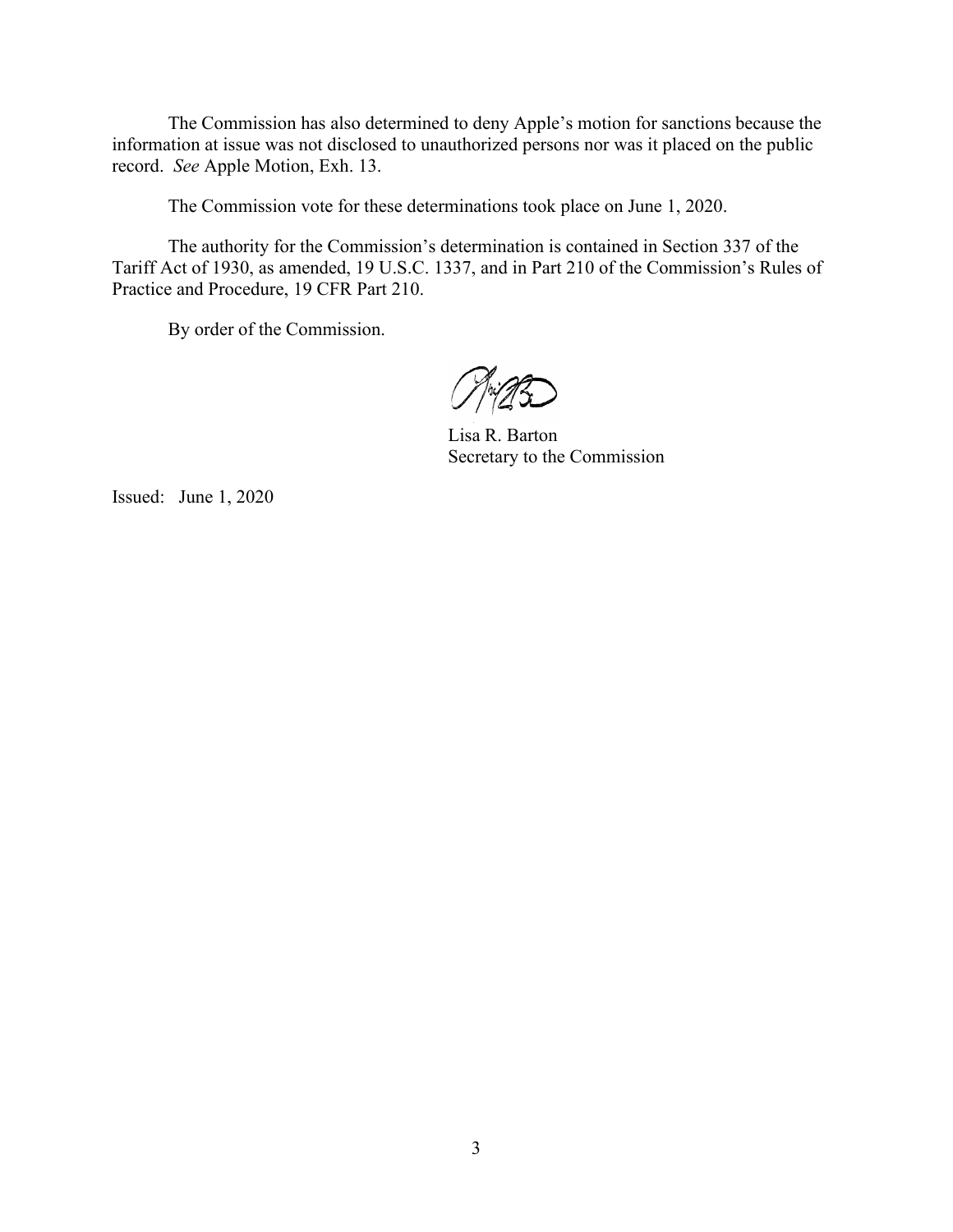The Commission has also determined to deny Apple's motion for sanctions because the information at issue was not disclosed to unauthorized persons nor was it placed on the public record. *See* Apple Motion, Exh. 13.

The Commission vote for these determinations took place on June 1, 2020.

The authority for the Commission's determination is contained in Section 337 of the Tariff Act of 1930, as amended, 19 U.S.C. 1337, and in Part 210 of the Commission's Rules of Practice and Procedure, 19 CFR Part 210.

By order of the Commission.

Lisa R. Barton
Secretary to the Commission

Issued: June 1, 2020